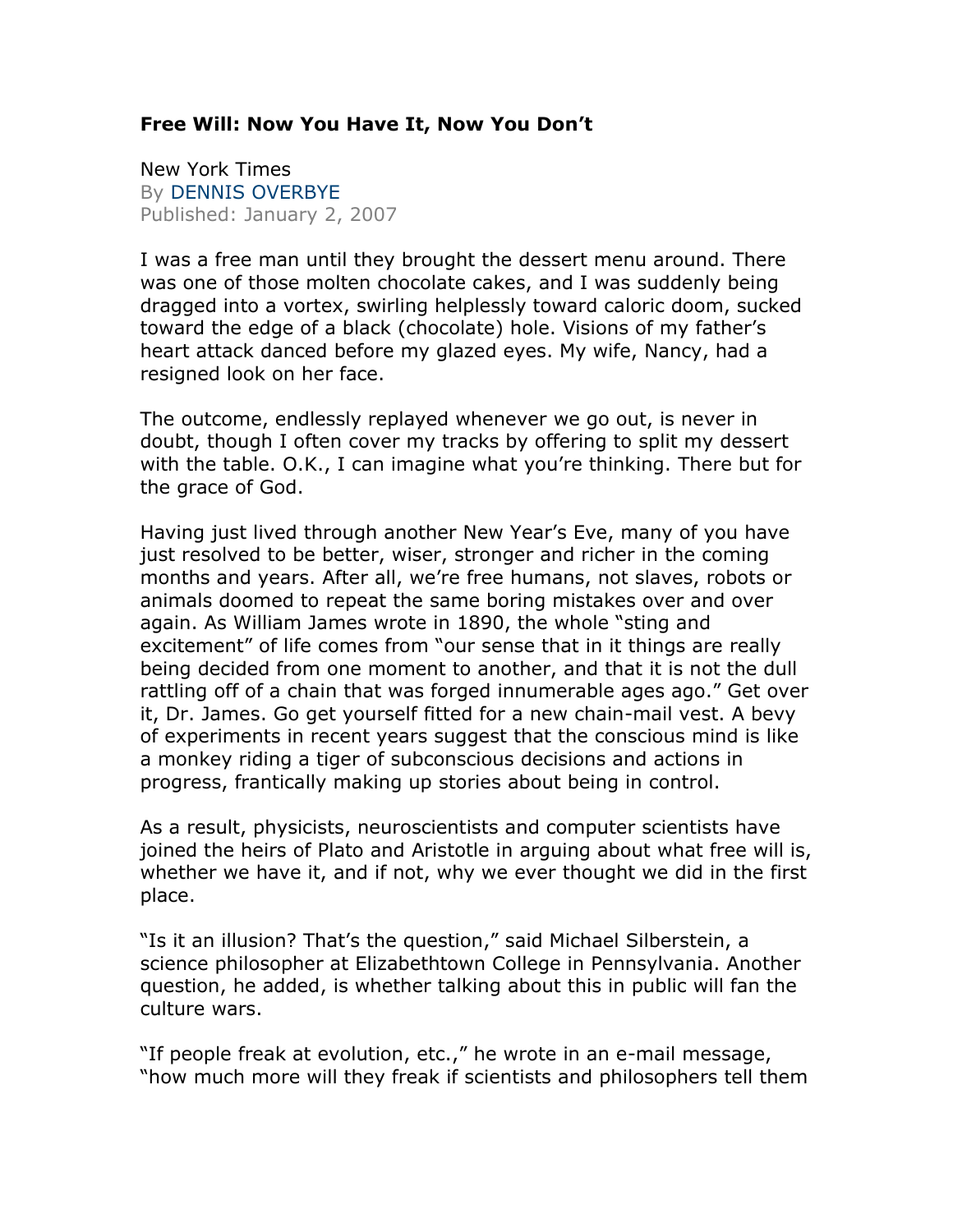**Free Will: Now You Have It, Now You Don't**

New York Times
By DENNIS OVERBYE
Published: January 2, 2007

I was a free man until they brought the dessert menu around. There was one of those molten chocolate cakes, and I was suddenly being dragged into a vortex, swirling helplessly toward caloric doom, sucked toward the edge of a black (chocolate) hole. Visions of my father's heart attack danced before my glazed eyes. My wife, Nancy, had a resigned look on her face.

The outcome, endlessly replayed whenever we go out, is never in doubt, though I often cover my tracks by offering to split my dessert with the table. O.K., I can imagine what you're thinking. There but for the grace of God.

Having just lived through another New Year's Eve, many of you have just resolved to be better, wiser, stronger and richer in the coming months and years. After all, we're free humans, not slaves, robots or animals doomed to repeat the same boring mistakes over and over again. As William James wrote in 1890, the whole "sting and excitement" of life comes from "our sense that in it things are really being decided from one moment to another, and that it is not the dull rattling off of a chain that was forged innumerable ages ago." Get over it, Dr. James. Go get yourself fitted for a new chain-mail vest. A bevy of experiments in recent years suggest that the conscious mind is like a monkey riding a tiger of subconscious decisions and actions in progress, frantically making up stories about being in control.

As a result, physicists, neuroscientists and computer scientists have joined the heirs of Plato and Aristotle in arguing about what free will is, whether we have it, and if not, why we ever thought we did in the first place.

"Is it an illusion? That's the question," said Michael Silberstein, a science philosopher at Elizabethtown College in Pennsylvania. Another question, he added, is whether talking about this in public will fan the culture wars.

"If people freak at evolution, etc.," he wrote in an e-mail message, "how much more will they freak if scientists and philosophers tell them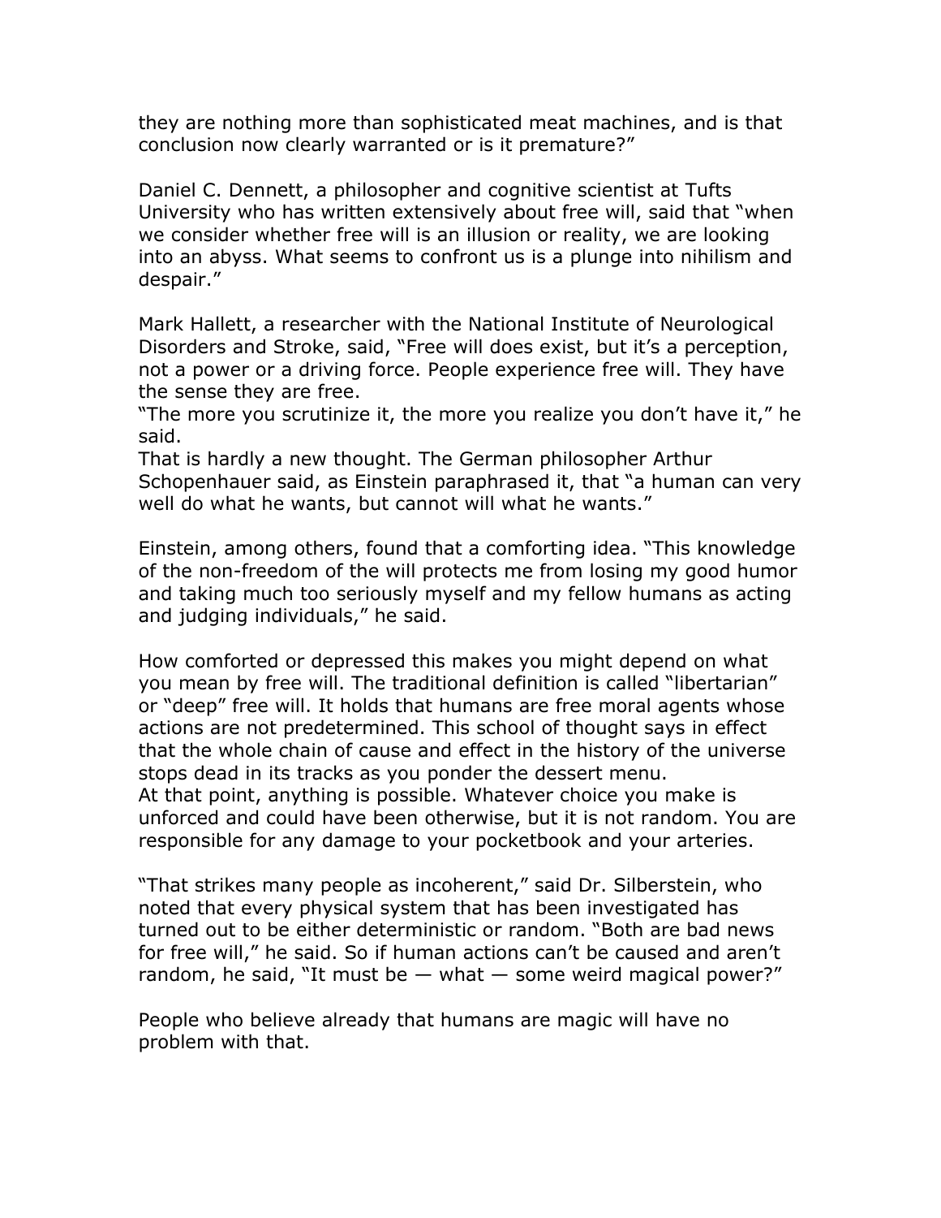they are nothing more than sophisticated meat machines, and is that conclusion now clearly warranted or is it premature?"

Daniel C. Dennett, a philosopher and cognitive scientist at Tufts University who has written extensively about free will, said that "when we consider whether free will is an illusion or reality, we are looking into an abyss. What seems to confront us is a plunge into nihilism and despair."

Mark Hallett, a researcher with the National Institute of Neurological Disorders and Stroke, said, "Free will does exist, but it's a perception, not a power or a driving force. People experience free will. They have the sense they are free.

"The more you scrutinize it, the more you realize you don't have it," he said.

That is hardly a new thought. The German philosopher Arthur Schopenhauer said, as Einstein paraphrased it, that "a human can very well do what he wants, but cannot will what he wants."

Einstein, among others, found that a comforting idea. "This knowledge of the non-freedom of the will protects me from losing my good humor and taking much too seriously myself and my fellow humans as acting and judging individuals," he said.

How comforted or depressed this makes you might depend on what you mean by free will. The traditional definition is called "libertarian" or "deep" free will. It holds that humans are free moral agents whose actions are not predetermined. This school of thought says in effect that the whole chain of cause and effect in the history of the universe stops dead in its tracks as you ponder the dessert menu.

At that point, anything is possible. Whatever choice you make is unforced and could have been otherwise, but it is not random. You are responsible for any damage to your pocketbook and your arteries.

"That strikes many people as incoherent," said Dr. Silberstein, who noted that every physical system that has been investigated has turned out to be either deterministic or random. "Both are bad news for free will," he said. So if human actions can't be caused and aren't random, he said, "It must be — what — some weird magical power?"

People who believe already that humans are magic will have no problem with that.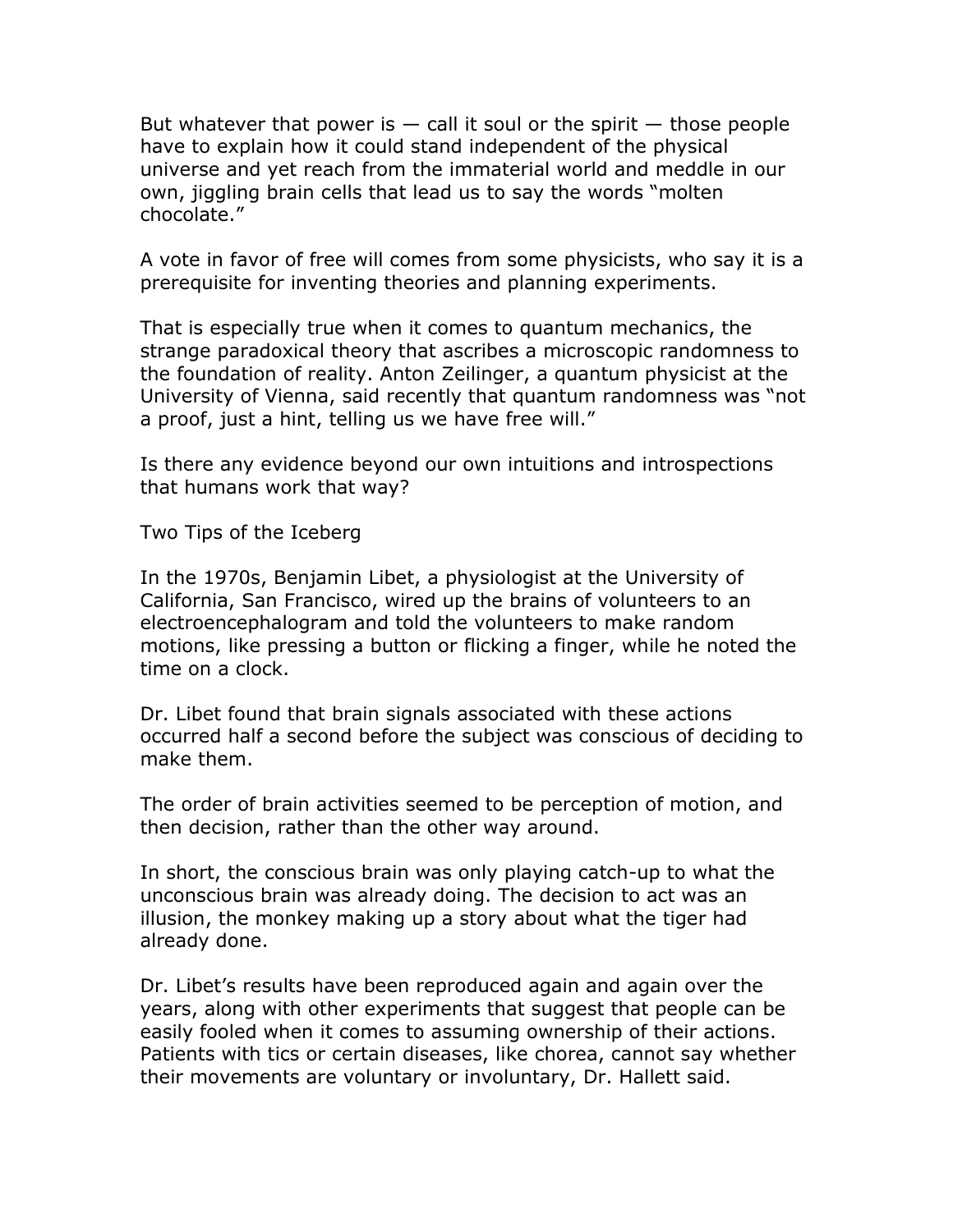But whatever that power is — call it soul or the spirit — those people have to explain how it could stand independent of the physical universe and yet reach from the immaterial world and meddle in our own, jiggling brain cells that lead us to say the words “molten chocolate.”

A vote in favor of free will comes from some physicists, who say it is a prerequisite for inventing theories and planning experiments.

That is especially true when it comes to quantum mechanics, the strange paradoxical theory that ascribes a microscopic randomness to the foundation of reality. Anton Zeilinger, a quantum physicist at the University of Vienna, said recently that quantum randomness was “not a proof, just a hint, telling us we have free will.”

Is there any evidence beyond our own intuitions and introspections that humans work that way?

## Two Tips of the Iceberg

In the 1970s, Benjamin Libet, a physiologist at the University of California, San Francisco, wired up the brains of volunteers to an electroencephalogram and told the volunteers to make random motions, like pressing a button or flicking a finger, while he noted the time on a clock.

Dr. Libet found that brain signals associated with these actions occurred half a second before the subject was conscious of deciding to make them.

The order of brain activities seemed to be perception of motion, and then decision, rather than the other way around.

In short, the conscious brain was only playing catch-up to what the unconscious brain was already doing. The decision to act was an illusion, the monkey making up a story about what the tiger had already done.

Dr. Libet’s results have been reproduced again and again over the years, along with other experiments that suggest that people can be easily fooled when it comes to assuming ownership of their actions. Patients with tics or certain diseases, like chorea, cannot say whether their movements are voluntary or involuntary, Dr. Hallett said.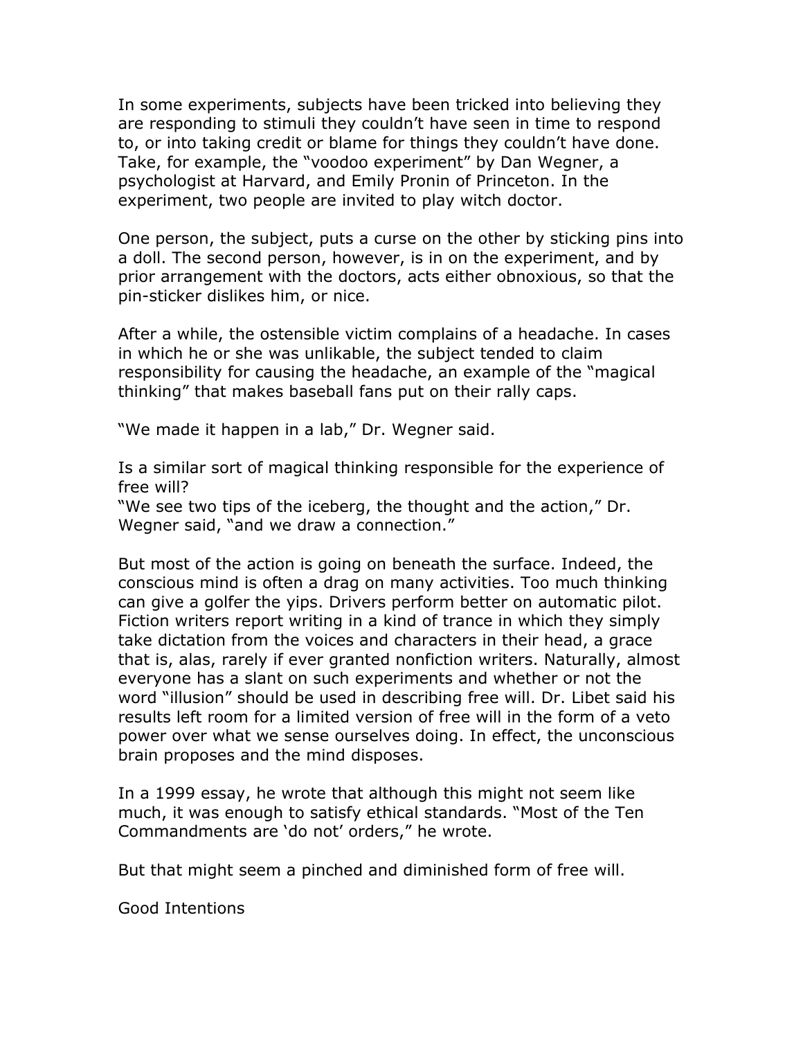In some experiments, subjects have been tricked into believing they are responding to stimuli they couldn't have seen in time to respond to, or into taking credit or blame for things they couldn't have done. Take, for example, the "voodoo experiment" by Dan Wegner, a psychologist at Harvard, and Emily Pronin of Princeton. In the experiment, two people are invited to play witch doctor.

One person, the subject, puts a curse on the other by sticking pins into a doll. The second person, however, is in on the experiment, and by prior arrangement with the doctors, acts either obnoxious, so that the pin-sticker dislikes him, or nice.

After a while, the ostensible victim complains of a headache. In cases in which he or she was unlikable, the subject tended to claim responsibility for causing the headache, an example of the "magical thinking" that makes baseball fans put on their rally caps.

"We made it happen in a lab," Dr. Wegner said.

Is a similar sort of magical thinking responsible for the experience of free will?
"We see two tips of the iceberg, the thought and the action," Dr. Wegner said, "and we draw a connection."

But most of the action is going on beneath the surface. Indeed, the conscious mind is often a drag on many activities. Too much thinking can give a golfer the yips. Drivers perform better on automatic pilot. Fiction writers report writing in a kind of trance in which they simply take dictation from the voices and characters in their head, a grace that is, alas, rarely if ever granted nonfiction writers. Naturally, almost everyone has a slant on such experiments and whether or not the word "illusion" should be used in describing free will. Dr. Libet said his results left room for a limited version of free will in the form of a veto power over what we sense ourselves doing. In effect, the unconscious brain proposes and the mind disposes.

In a 1999 essay, he wrote that although this might not seem like much, it was enough to satisfy ethical standards. "Most of the Ten Commandments are 'do not' orders," he wrote.

But that might seem a pinched and diminished form of free will.

## Good Intentions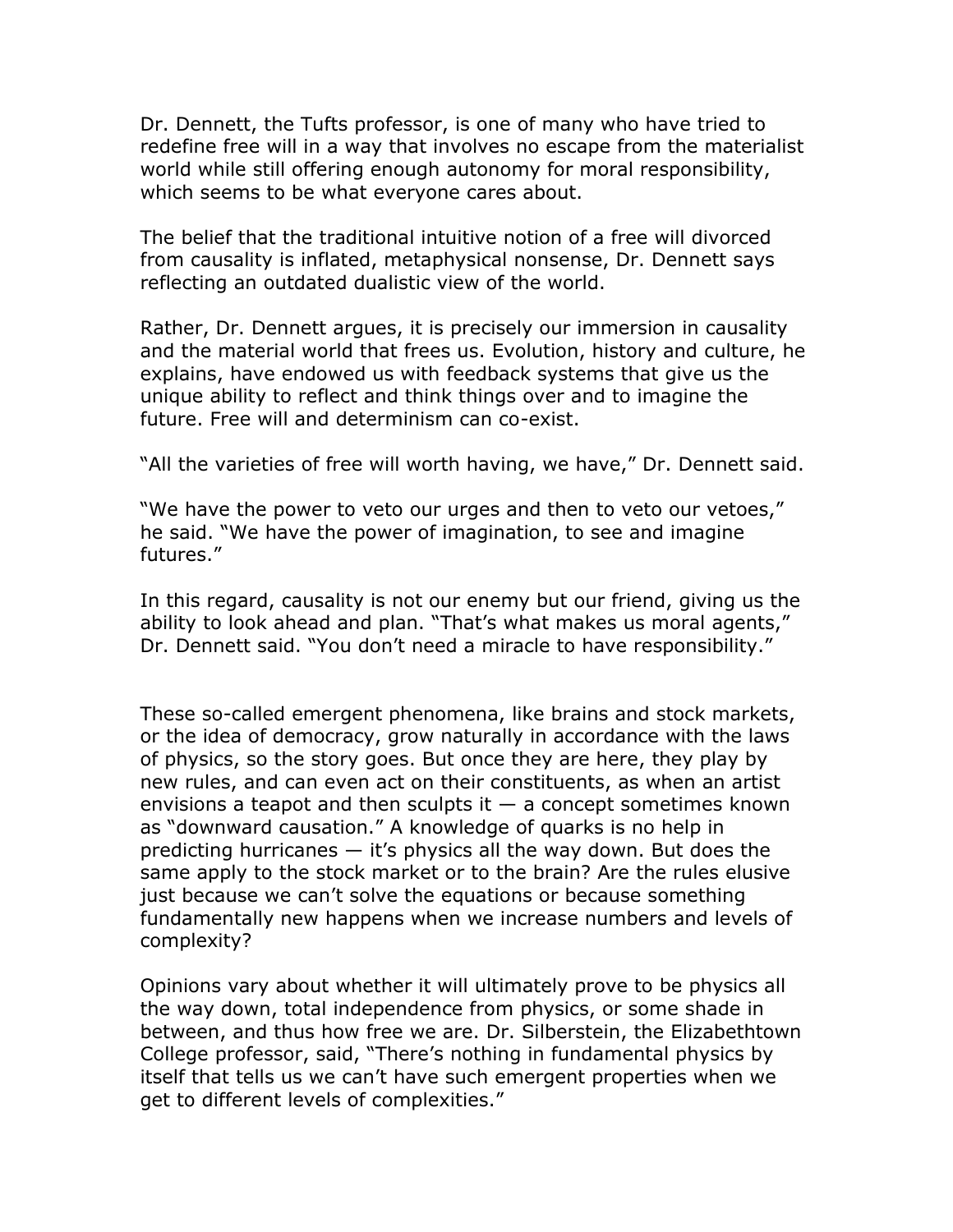Dr. Dennett, the Tufts professor, is one of many who have tried to redefine free will in a way that involves no escape from the materialist world while still offering enough autonomy for moral responsibility, which seems to be what everyone cares about.

The belief that the traditional intuitive notion of a free will divorced from causality is inflated, metaphysical nonsense, Dr. Dennett says reflecting an outdated dualistic view of the world.

Rather, Dr. Dennett argues, it is precisely our immersion in causality and the material world that frees us. Evolution, history and culture, he explains, have endowed us with feedback systems that give us the unique ability to reflect and think things over and to imagine the future. Free will and determinism can co-exist.

"All the varieties of free will worth having, we have," Dr. Dennett said.

"We have the power to veto our urges and then to veto our vetoes," he said. "We have the power of imagination, to see and imagine futures."

In this regard, causality is not our enemy but our friend, giving us the ability to look ahead and plan. "That's what makes us moral agents," Dr. Dennett said. "You don't need a miracle to have responsibility."

These so-called emergent phenomena, like brains and stock markets, or the idea of democracy, grow naturally in accordance with the laws of physics, so the story goes. But once they are here, they play by new rules, and can even act on their constituents, as when an artist envisions a teapot and then sculpts it — a concept sometimes known as "downward causation." A knowledge of quarks is no help in predicting hurricanes — it's physics all the way down. But does the same apply to the stock market or to the brain? Are the rules elusive just because we can't solve the equations or because something fundamentally new happens when we increase numbers and levels of complexity?

Opinions vary about whether it will ultimately prove to be physics all the way down, total independence from physics, or some shade in between, and thus how free we are. Dr. Silberstein, the Elizabethtown College professor, said, "There's nothing in fundamental physics by itself that tells us we can't have such emergent properties when we get to different levels of complexities."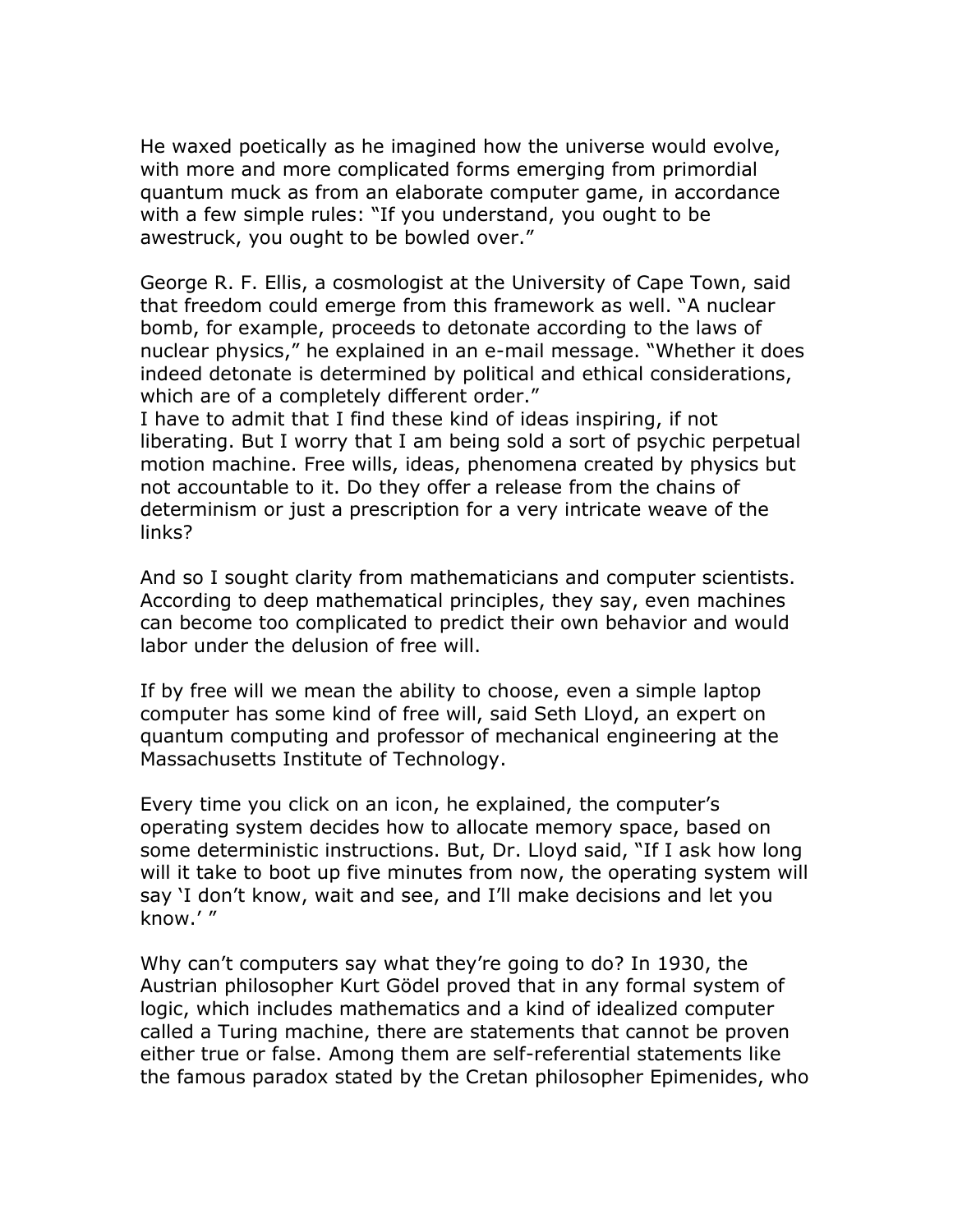He waxed poetically as he imagined how the universe would evolve, with more and more complicated forms emerging from primordial quantum muck as from an elaborate computer game, in accordance with a few simple rules: "If you understand, you ought to be awestruck, you ought to be bowled over."

George R. F. Ellis, a cosmologist at the University of Cape Town, said that freedom could emerge from this framework as well. "A nuclear bomb, for example, proceeds to detonate according to the laws of nuclear physics," he explained in an e-mail message. "Whether it does indeed detonate is determined by political and ethical considerations, which are of a completely different order."

I have to admit that I find these kind of ideas inspiring, if not liberating. But I worry that I am being sold a sort of psychic perpetual motion machine. Free wills, ideas, phenomena created by physics but not accountable to it. Do they offer a release from the chains of determinism or just a prescription for a very intricate weave of the links?

And so I sought clarity from mathematicians and computer scientists. According to deep mathematical principles, they say, even machines can become too complicated to predict their own behavior and would labor under the delusion of free will.

If by free will we mean the ability to choose, even a simple laptop computer has some kind of free will, said Seth Lloyd, an expert on quantum computing and professor of mechanical engineering at the Massachusetts Institute of Technology.

Every time you click on an icon, he explained, the computer's operating system decides how to allocate memory space, based on some deterministic instructions. But, Dr. Lloyd said, "If I ask how long will it take to boot up five minutes from now, the operating system will say 'I don't know, wait and see, and I'll make decisions and let you know.' "

Why can't computers say what they're going to do? In 1930, the Austrian philosopher Kurt Gödel proved that in any formal system of logic, which includes mathematics and a kind of idealized computer called a Turing machine, there are statements that cannot be proven either true or false. Among them are self-referential statements like the famous paradox stated by the Cretan philosopher Epimenides, who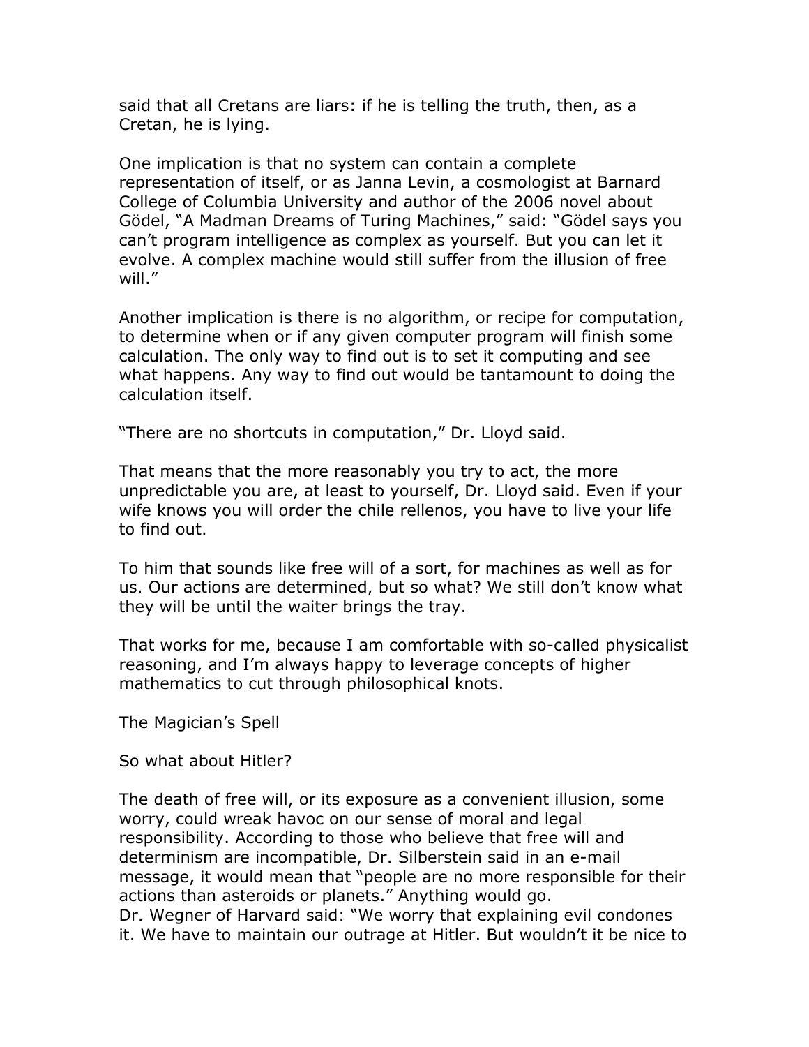said that all Cretans are liars: if he is telling the truth, then, as a Cretan, he is lying.

One implication is that no system can contain a complete representation of itself, or as Janna Levin, a cosmologist at Barnard College of Columbia University and author of the 2006 novel about Gödel, "A Madman Dreams of Turing Machines," said: "Gödel says you can't program intelligence as complex as yourself. But you can let it evolve. A complex machine would still suffer from the illusion of free will."

Another implication is there is no algorithm, or recipe for computation, to determine when or if any given computer program will finish some calculation. The only way to find out is to set it computing and see what happens. Any way to find out would be tantamount to doing the calculation itself.

"There are no shortcuts in computation," Dr. Lloyd said.

That means that the more reasonably you try to act, the more unpredictable you are, at least to yourself, Dr. Lloyd said. Even if your wife knows you will order the chile rellenos, you have to live your life to find out.

To him that sounds like free will of a sort, for machines as well as for us. Our actions are determined, but so what? We still don't know what they will be until the waiter brings the tray.

That works for me, because I am comfortable with so-called physicalist reasoning, and I'm always happy to leverage concepts of higher mathematics to cut through philosophical knots.

## The Magician's Spell

So what about Hitler?

The death of free will, or its exposure as a convenient illusion, some worry, could wreak havoc on our sense of moral and legal responsibility. According to those who believe that free will and determinism are incompatible, Dr. Silberstein said in an e-mail message, it would mean that "people are no more responsible for their actions than asteroids or planets." Anything would go.
Dr. Wegner of Harvard said: "We worry that explaining evil condones it. We have to maintain our outrage at Hitler. But wouldn't it be nice to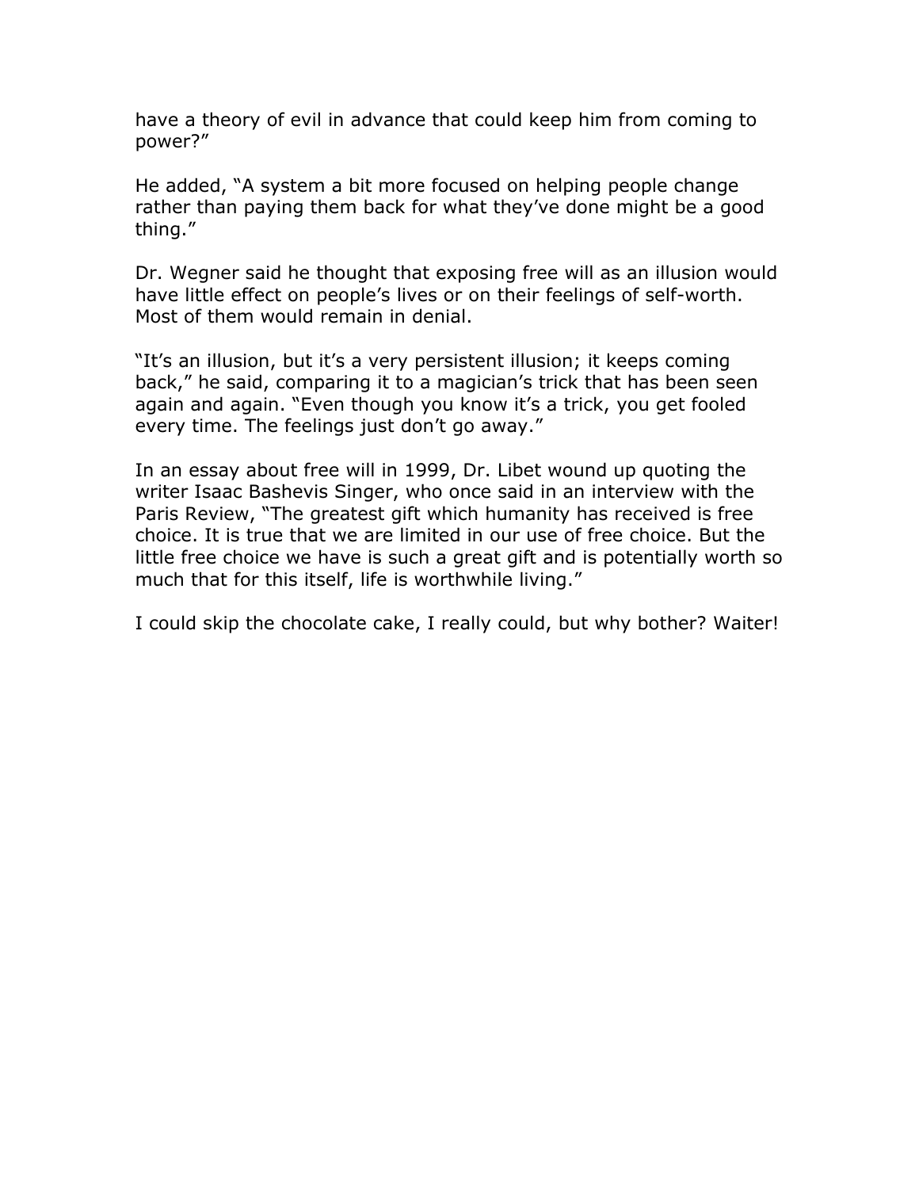have a theory of evil in advance that could keep him from coming to power?"

He added, "A system a bit more focused on helping people change rather than paying them back for what they've done might be a good thing."

Dr. Wegner said he thought that exposing free will as an illusion would have little effect on people's lives or on their feelings of self-worth. Most of them would remain in denial.

"It's an illusion, but it's a very persistent illusion; it keeps coming back," he said, comparing it to a magician's trick that has been seen again and again. "Even though you know it's a trick, you get fooled every time. The feelings just don't go away."

In an essay about free will in 1999, Dr. Libet wound up quoting the writer Isaac Bashevis Singer, who once said in an interview with the Paris Review, "The greatest gift which humanity has received is free choice. It is true that we are limited in our use of free choice. But the little free choice we have is such a great gift and is potentially worth so much that for this itself, life is worthwhile living."

I could skip the chocolate cake, I really could, but why bother? Waiter!